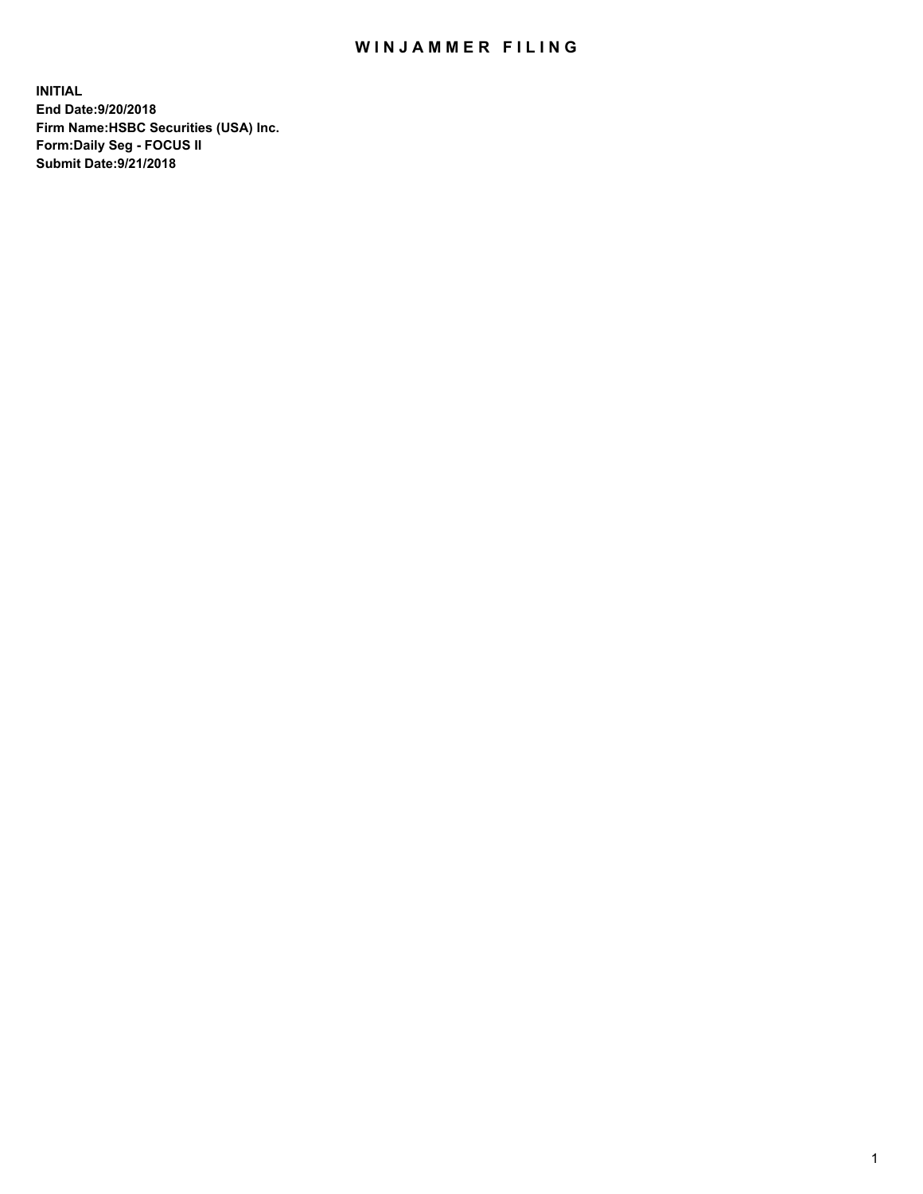# WINJAMMER FILING

**INITIAL**
**End Date:9/20/2018**
**Firm Name:HSBC Securities (USA) Inc.**
**Form:Daily Seg - FOCUS II**
**Submit Date:9/21/2018**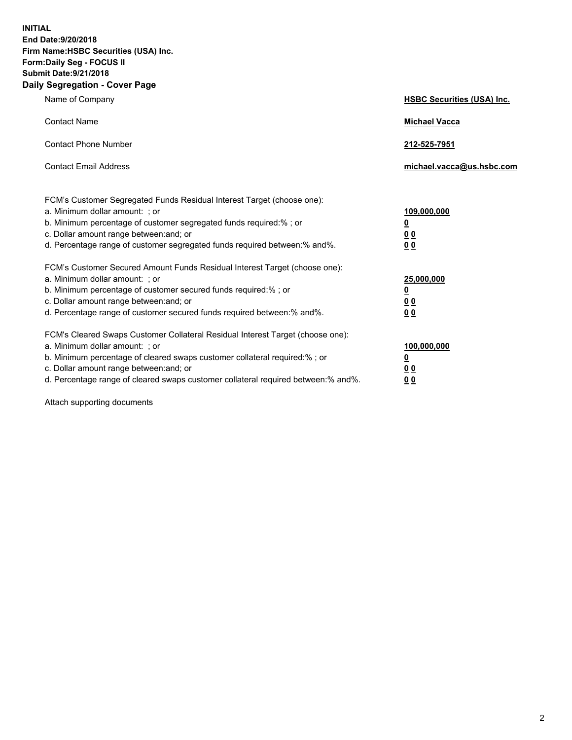**INITIAL**
**End Date:9/20/2018**
**Firm Name:HSBC Securities (USA) Inc.**
**Form:Daily Seg - FOCUS II**
**Submit Date:9/21/2018**

## Daily Segregation - Cover Page

| | |
|---|---|
| Name of Company | **HSBC Securities (USA) Inc.** |
| Contact Name | **Michael Vacca** |
| Contact Phone Number | **212-525-7951** |
| Contact Email Address | **michael.vacca@us.hsbc.com** |

| | |
|---|---|
| FCM's Customer Segregated Funds Residual Interest Target (choose one): | |
| a. Minimum dollar amount: ; or | **109,000,000** |
| b. Minimum percentage of customer segregated funds required:% ; or | **0** |
| c. Dollar amount range between:and; or | **0 0** |
| d. Percentage range of customer segregated funds required between:% and%. | **0 0** |
| FCM's Customer Secured Amount Funds Residual Interest Target (choose one): | |
| a. Minimum dollar amount: ; or | **25,000,000** |
| b. Minimum percentage of customer secured funds required:% ; or | **0** |
| c. Dollar amount range between:and; or | **0 0** |
| d. Percentage range of customer secured funds required between:% and%. | **0 0** |
| FCM's Cleared Swaps Customer Collateral Residual Interest Target (choose one): | |
| a. Minimum dollar amount: ; or | **100,000,000** |
| b. Minimum percentage of cleared swaps customer collateral required:% ; or | **0** |
| c. Dollar amount range between:and; or | **0 0** |
| d. Percentage range of cleared swaps customer collateral required between:% and%. | **0 0** |

Attach supporting documents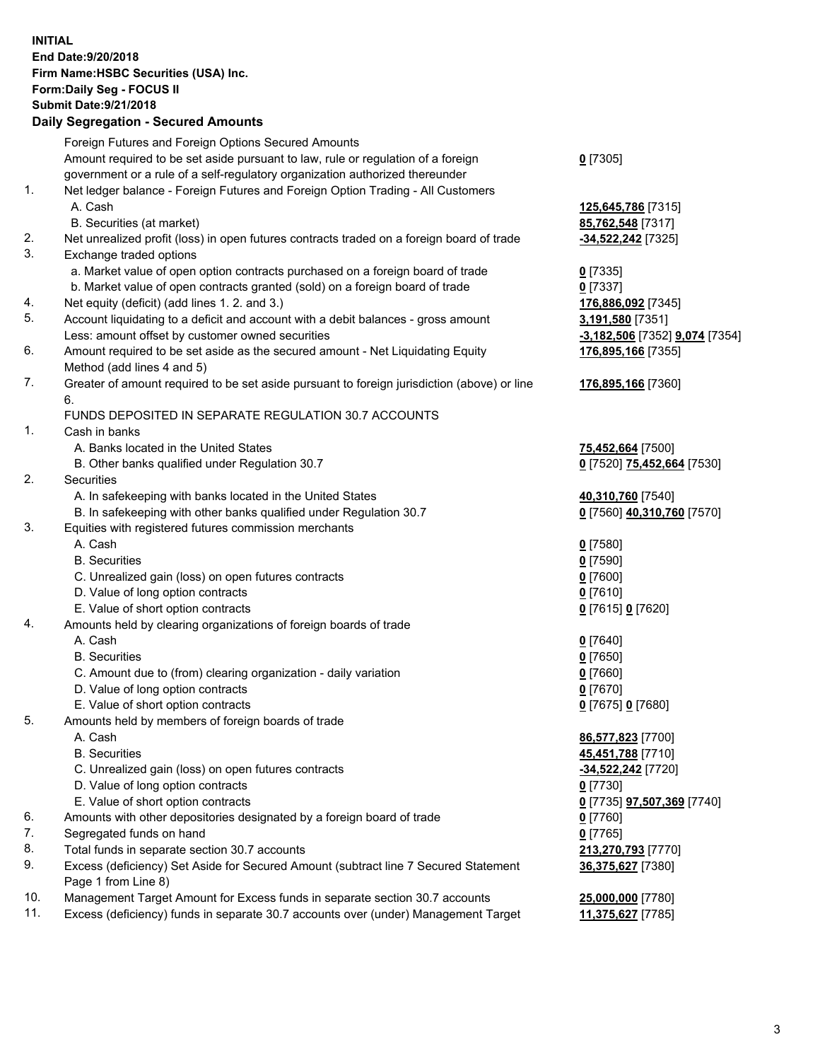**INITIAL**
**End Date:9/20/2018**
**Firm Name:HSBC Securities (USA) Inc.**
**Form:Daily Seg - FOCUS II**
**Submit Date:9/21/2018**

## Daily Segregation - Secured Amounts

| | | |
|---|---|---|
| | Foreign Futures and Foreign Options Secured Amounts | |
| | Amount required to be set aside pursuant to law, rule or regulation of a foreign government or a rule of a self-regulatory organization authorized thereunder | **0** [7305] |
| 1. | Net ledger balance - Foreign Futures and Foreign Option Trading - All Customers | |
| | A. Cash | **125,645,786** [7315] |
| | B. Securities (at market) | **85,762,548** [7317] |
| 2. | Net unrealized profit (loss) in open futures contracts traded on a foreign board of trade | **-34,522,242** [7325] |
| 3. | Exchange traded options | |
| | a. Market value of open option contracts purchased on a foreign board of trade | **0** [7335] |
| | b. Market value of open contracts granted (sold) on a foreign board of trade | **0** [7337] |
| 4. | Net equity (deficit) (add lines 1. 2. and 3.) | **176,886,092** [7345] |
| 5. | Account liquidating to a deficit and account with a debit balances - gross amount | **3,191,580** [7351] |
| | Less: amount offset by customer owned securities | **-3,182,506** [7352] **9,074** [7354] |
| 6. | Amount required to be set aside as the secured amount - Net Liquidating Equity Method (add lines 4 and 5) | **176,895,166** [7355] |
| 7. | Greater of amount required to be set aside pursuant to foreign jurisdiction (above) or line 6. | **176,895,166** [7360] |
| | FUNDS DEPOSITED IN SEPARATE REGULATION 30.7 ACCOUNTS | |
| 1. | Cash in banks | |
| | A. Banks located in the United States | **75,452,664** [7500] |
| | B. Other banks qualified under Regulation 30.7 | **0** [7520] **75,452,664** [7530] |
| 2. | Securities | |
| | A. In safekeeping with banks located in the United States | **40,310,760** [7540] |
| | B. In safekeeping with other banks qualified under Regulation 30.7 | **0** [7560] **40,310,760** [7570] |
| 3. | Equities with registered futures commission merchants | |
| | A. Cash | **0** [7580] |
| | B. Securities | **0** [7590] |
| | C. Unrealized gain (loss) on open futures contracts | **0** [7600] |
| | D. Value of long option contracts | **0** [7610] |
| | E. Value of short option contracts | **0** [7615] **0** [7620] |
| 4. | Amounts held by clearing organizations of foreign boards of trade | |
| | A. Cash | **0** [7640] |
| | B. Securities | **0** [7650] |
| | C. Amount due to (from) clearing organization - daily variation | **0** [7660] |
| | D. Value of long option contracts | **0** [7670] |
| | E. Value of short option contracts | **0** [7675] **0** [7680] |
| 5. | Amounts held by members of foreign boards of trade | |
| | A. Cash | **86,577,823** [7700] |
| | B. Securities | **45,451,788** [7710] |
| | C. Unrealized gain (loss) on open futures contracts | **-34,522,242** [7720] |
| | D. Value of long option contracts | **0** [7730] |
| | E. Value of short option contracts | **0** [7735] **97,507,369** [7740] |
| 6. | Amounts with other depositories designated by a foreign board of trade | **0** [7760] |
| 7. | Segregated funds on hand | **0** [7765] |
| 8. | Total funds in separate section 30.7 accounts | **213,270,793** [7770] |
| 9. | Excess (deficiency) Set Aside for Secured Amount (subtract line 7 Secured Statement Page 1 from Line 8) | **36,375,627** [7380] |
| 10. | Management Target Amount for Excess funds in separate section 30.7 accounts | **25,000,000** [7780] |
| 11. | Excess (deficiency) funds in separate 30.7 accounts over (under) Management Target | **11,375,627** [7785] |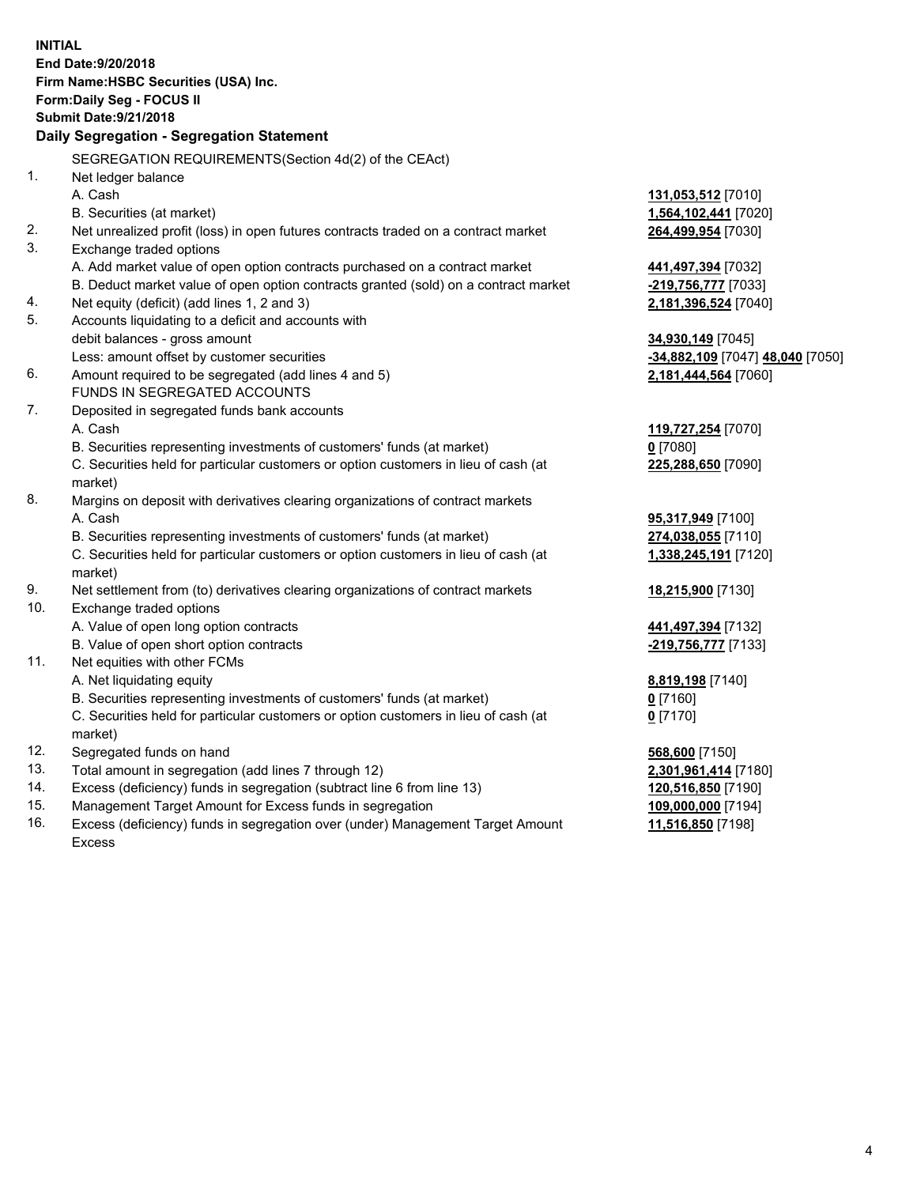**INITIAL**
**End Date:9/20/2018**
**Firm Name:HSBC Securities (USA) Inc.**
**Form:Daily Seg - FOCUS II**
**Submit Date:9/21/2018**

**Daily Segregation - Segregation Statement**

SEGREGATION REQUIREMENTS(Section 4d(2) of the CEAct)

| | | |
|---|---|---|
| 1. | Net ledger balance | |
| | A. Cash | **131,053,512** [7010] |
| | B. Securities (at market) | **1,564,102,441** [7020] |
| 2. | Net unrealized profit (loss) in open futures contracts traded on a contract market | **264,499,954** [7030] |
| 3. | Exchange traded options | |
| | A. Add market value of open option contracts purchased on a contract market | **441,497,394** [7032] |
| | B. Deduct market value of open option contracts granted (sold) on a contract market | **-219,756,777** [7033] |
| 4. | Net equity (deficit) (add lines 1, 2 and 3) | **2,181,396,524** [7040] |
| 5. | Accounts liquidating to a deficit and accounts with debit balances - gross amount | **34,930,149** [7045] |
| | Less: amount offset by customer securities | **-34,882,109** [7047] **48,040** [7050] |
| 6. | Amount required to be segregated (add lines 4 and 5) | **2,181,444,564** [7060] |
| | FUNDS IN SEGREGATED ACCOUNTS | |
| 7. | Deposited in segregated funds bank accounts | |
| | A. Cash | **119,727,254** [7070] |
| | B. Securities representing investments of customers' funds (at market) | **0** [7080] |
| | C. Securities held for particular customers or option customers in lieu of cash (at market) | **225,288,650** [7090] |
| 8. | Margins on deposit with derivatives clearing organizations of contract markets | |
| | A. Cash | **95,317,949** [7100] |
| | B. Securities representing investments of customers' funds (at market) | **274,038,055** [7110] |
| | C. Securities held for particular customers or option customers in lieu of cash (at market) | **1,338,245,191** [7120] |
| 9. | Net settlement from (to) derivatives clearing organizations of contract markets | **18,215,900** [7130] |
| 10. | Exchange traded options | |
| | A. Value of open long option contracts | **441,497,394** [7132] |
| | B. Value of open short option contracts | **-219,756,777** [7133] |
| 11. | Net equities with other FCMs | |
| | A. Net liquidating equity | **8,819,198** [7140] |
| | B. Securities representing investments of customers' funds (at market) | **0** [7160] |
| | C. Securities held for particular customers or option customers in lieu of cash (at market) | **0** [7170] |
| 12. | Segregated funds on hand | **568,600** [7150] |
| 13. | Total amount in segregation (add lines 7 through 12) | **2,301,961,414** [7180] |
| 14. | Excess (deficiency) funds in segregation (subtract line 6 from line 13) | **120,516,850** [7190] |
| 15. | Management Target Amount for Excess funds in segregation | **109,000,000** [7194] |
| 16. | Excess (deficiency) funds in segregation over (under) Management Target Amount Excess | **11,516,850** [7198] |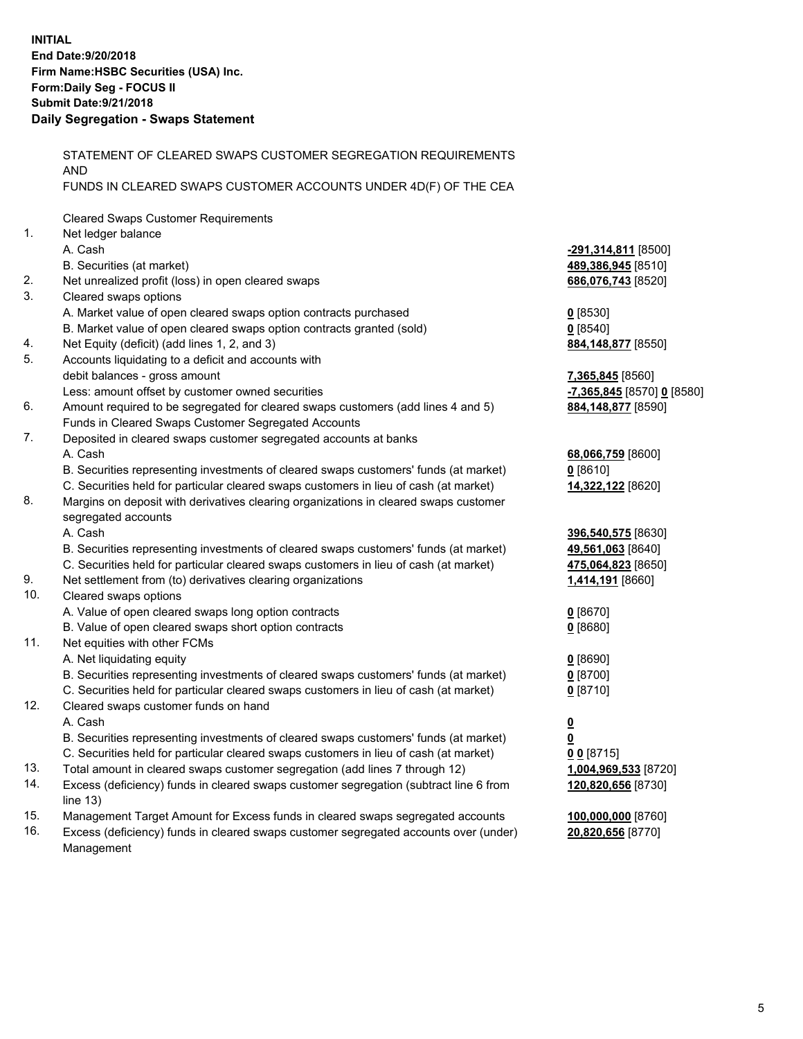**INITIAL**
**End Date:9/20/2018**
**Firm Name:HSBC Securities (USA) Inc.**
**Form:Daily Seg - FOCUS II**
**Submit Date:9/21/2018**
**Daily Segregation - Swaps Statement**

STATEMENT OF CLEARED SWAPS CUSTOMER SEGREGATION REQUIREMENTS AND FUNDS IN CLEARED SWAPS CUSTOMER ACCOUNTS UNDER 4D(F) OF THE CEA

| | | |
|---|---|---|
| | Cleared Swaps Customer Requirements | |
| 1. | Net ledger balance | |
| | A. Cash | **-291,314,811** [8500] |
| | B. Securities (at market) | **489,386,945** [8510] |
| 2. | Net unrealized profit (loss) in open cleared swaps | **686,076,743** [8520] |
| 3. | Cleared swaps options | |
| | A. Market value of open cleared swaps option contracts purchased | **0** [8530] |
| | B. Market value of open cleared swaps option contracts granted (sold) | **0** [8540] |
| 4. | Net Equity (deficit) (add lines 1, 2, and 3) | **884,148,877** [8550] |
| 5. | Accounts liquidating to a deficit and accounts with | |
| | debit balances - gross amount | **7,365,845** [8560] |
| | Less: amount offset by customer owned securities | **-7,365,845** [8570] **0** [8580] |
| 6. | Amount required to be segregated for cleared swaps customers (add lines 4 and 5) | **884,148,877** [8590] |
| | Funds in Cleared Swaps Customer Segregated Accounts | |
| 7. | Deposited in cleared swaps customer segregated accounts at banks | |
| | A. Cash | **68,066,759** [8600] |
| | B. Securities representing investments of cleared swaps customers' funds (at market) | **0** [8610] |
| | C. Securities held for particular cleared swaps customers in lieu of cash (at market) | **14,322,122** [8620] |
| 8. | Margins on deposit with derivatives clearing organizations in cleared swaps customer segregated accounts | |
| | A. Cash | **396,540,575** [8630] |
| | B. Securities representing investments of cleared swaps customers' funds (at market) | **49,561,063** [8640] |
| | C. Securities held for particular cleared swaps customers in lieu of cash (at market) | **475,064,823** [8650] |
| 9. | Net settlement from (to) derivatives clearing organizations | **1,414,191** [8660] |
| 10. | Cleared swaps options | |
| | A. Value of open cleared swaps long option contracts | **0** [8670] |
| | B. Value of open cleared swaps short option contracts | **0** [8680] |
| 11. | Net equities with other FCMs | |
| | A. Net liquidating equity | **0** [8690] |
| | B. Securities representing investments of cleared swaps customers' funds (at market) | **0** [8700] |
| | C. Securities held for particular cleared swaps customers in lieu of cash (at market) | **0** [8710] |
| 12. | Cleared swaps customer funds on hand | |
| | A. Cash | **0** |
| | B. Securities representing investments of cleared swaps customers' funds (at market) | **0** |
| | C. Securities held for particular cleared swaps customers in lieu of cash (at market) | **0** **0** [8715] |
| 13. | Total amount in cleared swaps customer segregation (add lines 7 through 12) | **1,004,969,533** [8720] |
| 14. | Excess (deficiency) funds in cleared swaps customer segregation (subtract line 6 from line 13) | **120,820,656** [8730] |
| 15. | Management Target Amount for Excess funds in cleared swaps segregated accounts | **100,000,000** [8760] |
| 16. | Excess (deficiency) funds in cleared swaps customer segregated accounts over (under) Management | **20,820,656** [8770] |